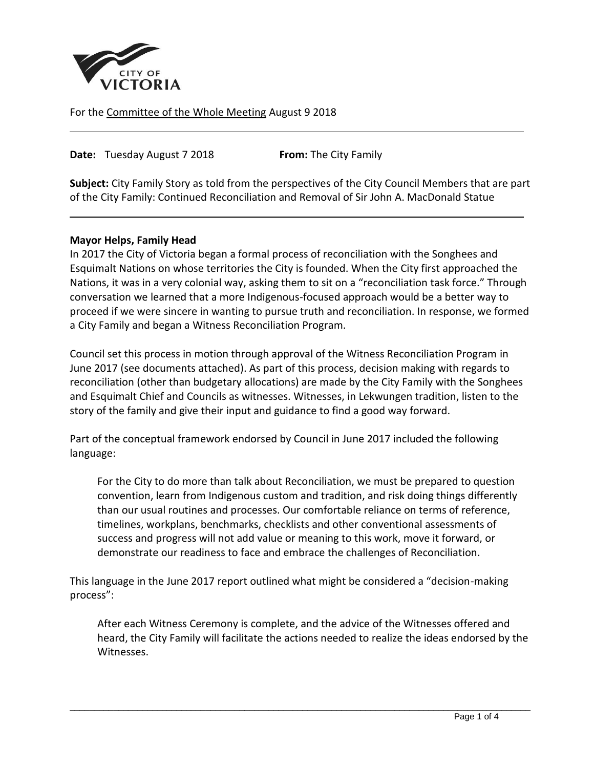CITY OF VICTORIA

For the Committee of the Whole Meeting August 9 2018

---

**Date:** Tuesday August 7 2018 **From:** The City Family

**Subject:** City Family Story as told from the perspectives of the City Council Members that are part of the City Family: Continued Reconciliation and Removal of Sir John A. MacDonald Statue

---

**Mayor Helps, Family Head**

In 2017 the City of Victoria began a formal process of reconciliation with the Songhees and Esquimalt Nations on whose territories the City is founded. When the City first approached the Nations, it was in a very colonial way, asking them to sit on a "reconciliation task force." Through conversation we learned that a more Indigenous-focused approach would be a better way to proceed if we were sincere in wanting to pursue truth and reconciliation. In response, we formed a City Family and began a Witness Reconciliation Program.

Council set this process in motion through approval of the Witness Reconciliation Program in June 2017 (see documents attached). As part of this process, decision making with regards to reconciliation (other than budgetary allocations) are made by the City Family with the Songhees and Esquimalt Chief and Councils as witnesses. Witnesses, in Lekwungen tradition, listen to the story of the family and give their input and guidance to find a good way forward.

Part of the conceptual framework endorsed by Council in June 2017 included the following language:

> For the City to do more than talk about Reconciliation, we must be prepared to question convention, learn from Indigenous custom and tradition, and risk doing things differently than our usual routines and processes. Our comfortable reliance on terms of reference, timelines, workplans, benchmarks, checklists and other conventional assessments of success and progress will not add value or meaning to this work, move it forward, or demonstrate our readiness to face and embrace the challenges of Reconciliation.

This language in the June 2017 report outlined what might be considered a "decision-making process":

> After each Witness Ceremony is complete, and the advice of the Witnesses offered and heard, the City Family will facilitate the actions needed to realize the ideas endorsed by the Witnesses.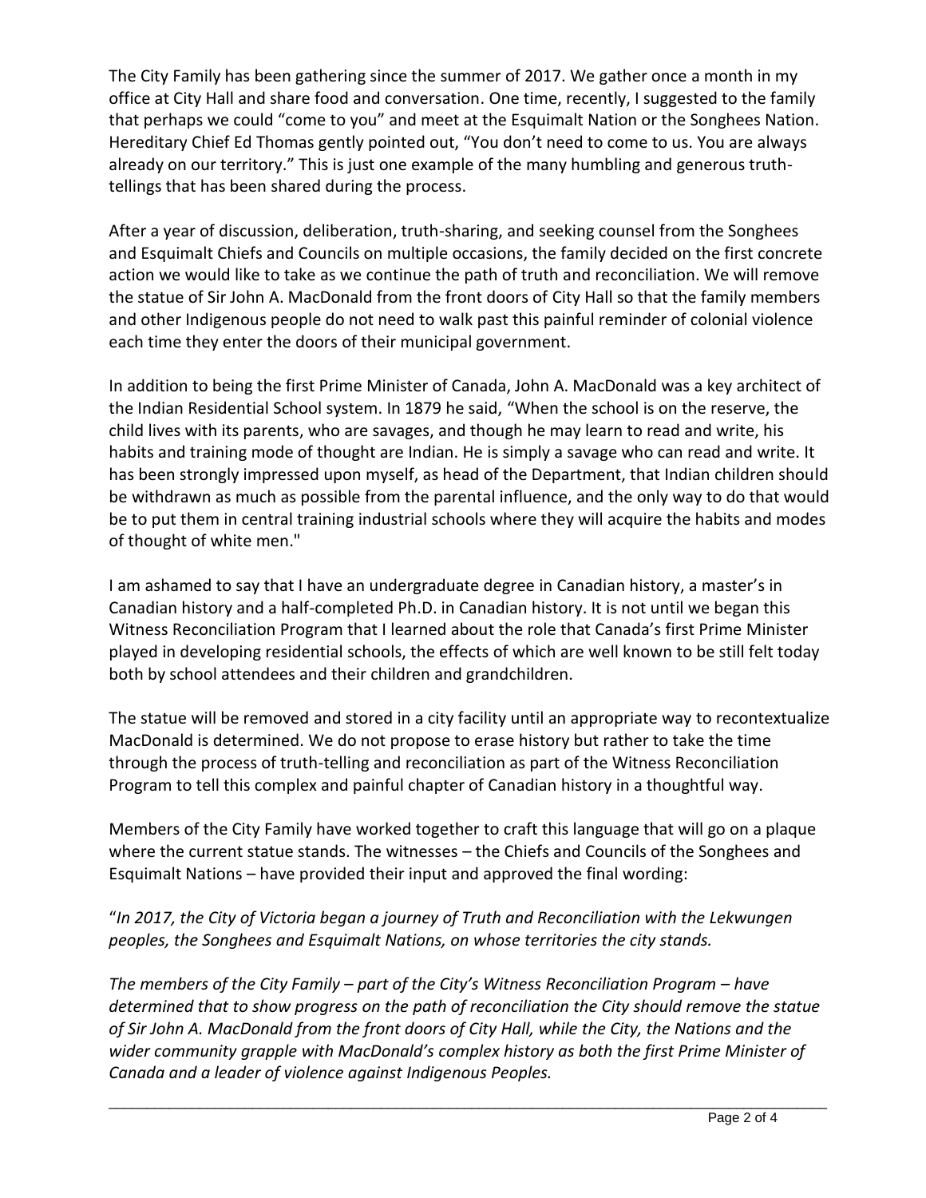The City Family has been gathering since the summer of 2017. We gather once a month in my office at City Hall and share food and conversation. One time, recently, I suggested to the family that perhaps we could "come to you" and meet at the Esquimalt Nation or the Songhees Nation. Hereditary Chief Ed Thomas gently pointed out, "You don't need to come to us. You are always already on our territory." This is just one example of the many humbling and generous truth-tellings that has been shared during the process.

After a year of discussion, deliberation, truth-sharing, and seeking counsel from the Songhees and Esquimalt Chiefs and Councils on multiple occasions, the family decided on the first concrete action we would like to take as we continue the path of truth and reconciliation. We will remove the statue of Sir John A. MacDonald from the front doors of City Hall so that the family members and other Indigenous people do not need to walk past this painful reminder of colonial violence each time they enter the doors of their municipal government.

In addition to being the first Prime Minister of Canada, John A. MacDonald was a key architect of the Indian Residential School system. In 1879 he said, "When the school is on the reserve, the child lives with its parents, who are savages, and though he may learn to read and write, his habits and training mode of thought are Indian. He is simply a savage who can read and write. It has been strongly impressed upon myself, as head of the Department, that Indian children should be withdrawn as much as possible from the parental influence, and the only way to do that would be to put them in central training industrial schools where they will acquire the habits and modes of thought of white men."

I am ashamed to say that I have an undergraduate degree in Canadian history, a master's in Canadian history and a half-completed Ph.D. in Canadian history. It is not until we began this Witness Reconciliation Program that I learned about the role that Canada's first Prime Minister played in developing residential schools, the effects of which are well known to be still felt today both by school attendees and their children and grandchildren.

The statue will be removed and stored in a city facility until an appropriate way to recontextualize MacDonald is determined. We do not propose to erase history but rather to take the time through the process of truth-telling and reconciliation as part of the Witness Reconciliation Program to tell this complex and painful chapter of Canadian history in a thoughtful way.

Members of the City Family have worked together to craft this language that will go on a plaque where the current statue stands. The witnesses – the Chiefs and Councils of the Songhees and Esquimalt Nations – have provided their input and approved the final wording:

"*In 2017, the City of Victoria began a journey of Truth and Reconciliation with the Lekwungen peoples, the Songhees and Esquimalt Nations, on whose territories the city stands.*

*The members of the City Family – part of the City's Witness Reconciliation Program – have determined that to show progress on the path of reconciliation the City should remove the statue of Sir John A. MacDonald from the front doors of City Hall, while the City, the Nations and the wider community grapple with MacDonald's complex history as both the first Prime Minister of Canada and a leader of violence against Indigenous Peoples.*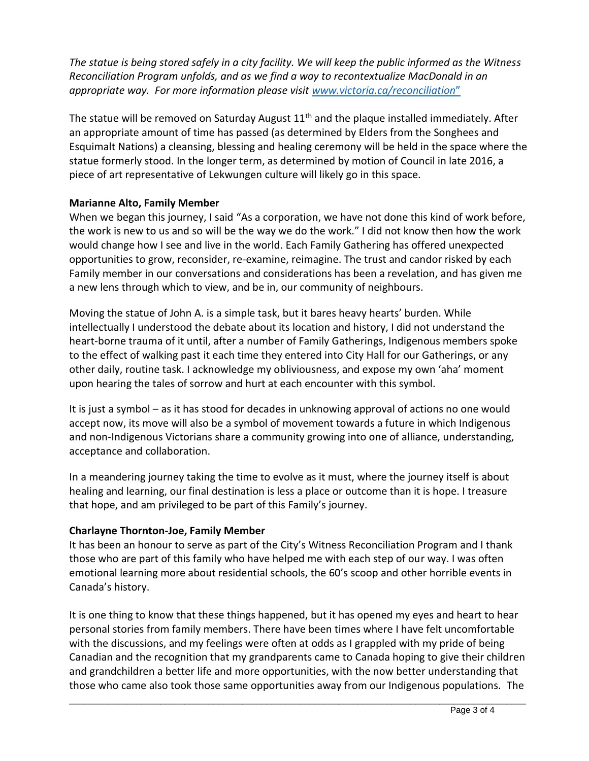*The statue is being stored safely in a city facility. We will keep the public informed as the Witness Reconciliation Program unfolds, and as we find a way to recontextualize MacDonald in an appropriate way. For more information please visit www.victoria.ca/reconciliation"*

The statue will be removed on Saturday August 11th and the plaque installed immediately. After an appropriate amount of time has passed (as determined by Elders from the Songhees and Esquimalt Nations) a cleansing, blessing and healing ceremony will be held in the space where the statue formerly stood. In the longer term, as determined by motion of Council in late 2016, a piece of art representative of Lekwungen culture will likely go in this space.

**Marianne Alto, Family Member**

When we began this journey, I said "As a corporation, we have not done this kind of work before, the work is new to us and so will be the way we do the work." I did not know then how the work would change how I see and live in the world. Each Family Gathering has offered unexpected opportunities to grow, reconsider, re-examine, reimagine. The trust and candor risked by each Family member in our conversations and considerations has been a revelation, and has given me a new lens through which to view, and be in, our community of neighbours.

Moving the statue of John A. is a simple task, but it bares heavy hearts' burden. While intellectually I understood the debate about its location and history, I did not understand the heart-borne trauma of it until, after a number of Family Gatherings, Indigenous members spoke to the effect of walking past it each time they entered into City Hall for our Gatherings, or any other daily, routine task. I acknowledge my obliviousness, and expose my own 'aha' moment upon hearing the tales of sorrow and hurt at each encounter with this symbol.

It is just a symbol – as it has stood for decades in unknowing approval of actions no one would accept now, its move will also be a symbol of movement towards a future in which Indigenous and non-Indigenous Victorians share a community growing into one of alliance, understanding, acceptance and collaboration.

In a meandering journey taking the time to evolve as it must, where the journey itself is about healing and learning, our final destination is less a place or outcome than it is hope. I treasure that hope, and am privileged to be part of this Family's journey.

**Charlayne Thornton-Joe, Family Member**

It has been an honour to serve as part of the City's Witness Reconciliation Program and I thank those who are part of this family who have helped me with each step of our way. I was often emotional learning more about residential schools, the 60's scoop and other horrible events in Canada's history.

It is one thing to know that these things happened, but it has opened my eyes and heart to hear personal stories from family members. There have been times where I have felt uncomfortable with the discussions, and my feelings were often at odds as I grappled with my pride of being Canadian and the recognition that my grandparents came to Canada hoping to give their children and grandchildren a better life and more opportunities, with the now better understanding that those who came also took those same opportunities away from our Indigenous populations. The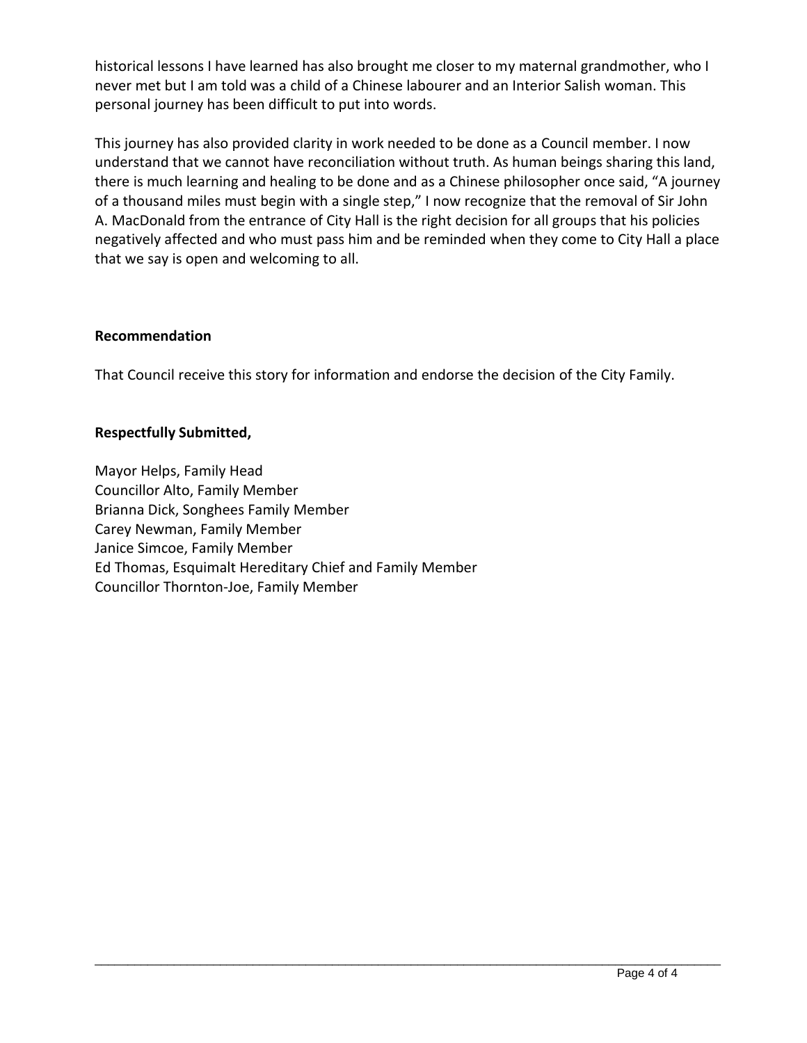historical lessons I have learned has also brought me closer to my maternal grandmother, who I never met but I am told was a child of a Chinese labourer and an Interior Salish woman. This personal journey has been difficult to put into words.

This journey has also provided clarity in work needed to be done as a Council member. I now understand that we cannot have reconciliation without truth. As human beings sharing this land, there is much learning and healing to be done and as a Chinese philosopher once said, "A journey of a thousand miles must begin with a single step," I now recognize that the removal of Sir John A. MacDonald from the entrance of City Hall is the right decision for all groups that his policies negatively affected and who must pass him and be reminded when they come to City Hall a place that we say is open and welcoming to all.

**Recommendation**

That Council receive this story for information and endorse the decision of the City Family.

**Respectfully Submitted,**

Mayor Helps, Family Head
Councillor Alto, Family Member
Brianna Dick, Songhees Family Member
Carey Newman, Family Member
Janice Simcoe, Family Member
Ed Thomas, Esquimalt Hereditary Chief and Family Member
Councillor Thornton-Joe, Family Member